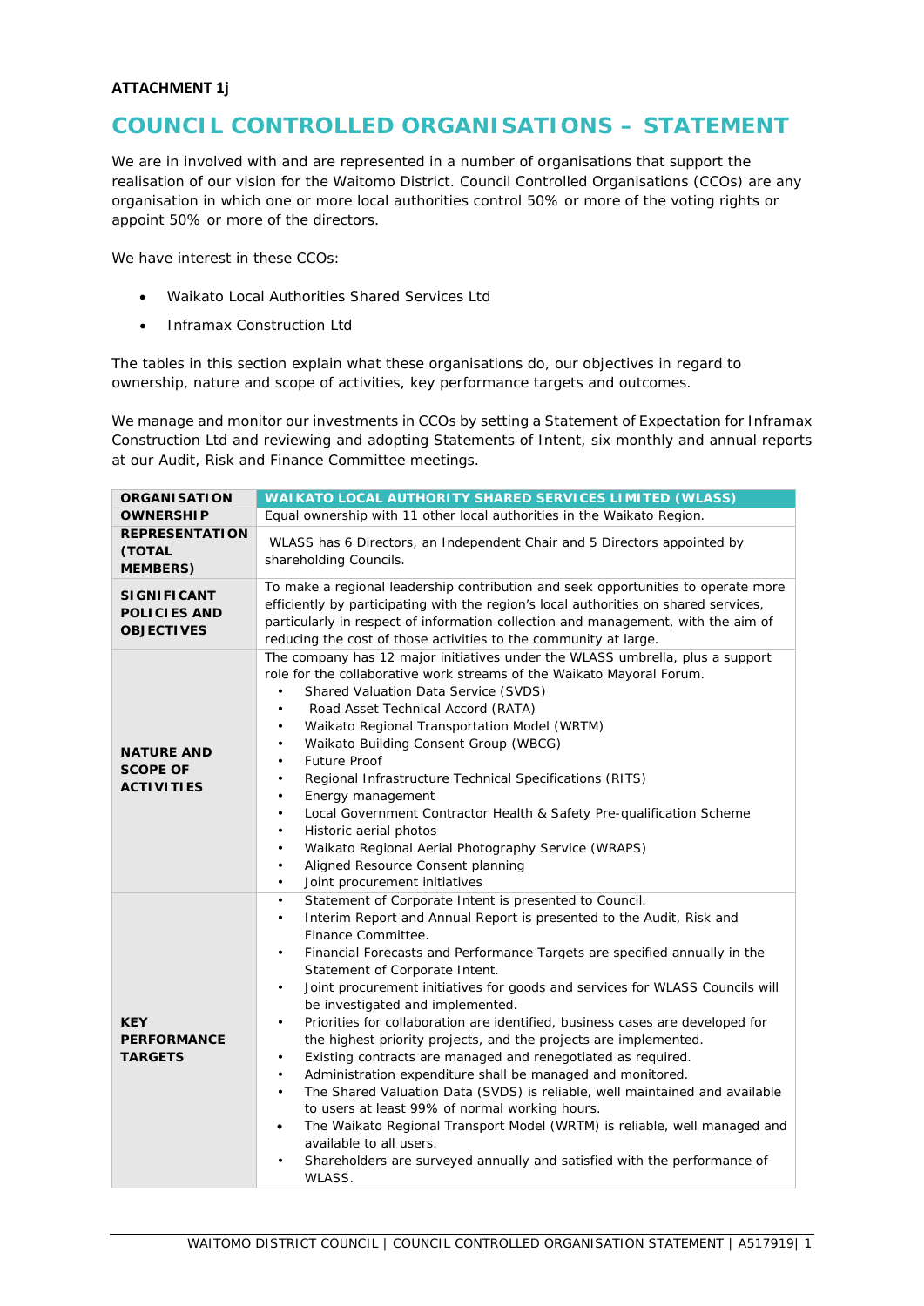**ATTACHMENT 1j**

# COUNCIL CONTROLLED ORGANISATIONS – STATEMENT

We are in involved with and are represented in a number of organisations that support the realisation of our vision for the Waitomo District. Council Controlled Organisations (CCOs) are any organisation in which one or more local authorities control 50% or more of the voting rights or appoint 50% or more of the directors.

We have interest in these CCOs:

- Waikato Local Authorities Shared Services Ltd
- Inframax Construction Ltd

The tables in this section explain what these organisations do, our objectives in regard to ownership, nature and scope of activities, key performance targets and outcomes.

We manage and monitor our investments in CCOs by setting a Statement of Expectation for Inframax Construction Ltd and reviewing and adopting Statements of Intent, six monthly and annual reports at our Audit, Risk and Finance Committee meetings.

| ORGANISATION | WAIKATO LOCAL AUTHORITY SHARED SERVICES LIMITED (WLASS) |
|---|---|
| OWNERSHIP | Equal ownership with 11 other local authorities in the Waikato Region. |
| REPRESENTATION (TOTAL MEMBERS) | WLASS has 6 Directors, an Independent Chair and 5 Directors appointed by shareholding Councils. |
| SIGNIFICANT POLICIES AND OBJECTIVES | To make a regional leadership contribution and seek opportunities to operate more efficiently by participating with the region's local authorities on shared services, particularly in respect of information collection and management, with the aim of reducing the cost of those activities to the community at large. |
| NATURE AND SCOPE OF ACTIVITIES | The company has 12 major initiatives under the WLASS umbrella, plus a support role for the collaborative work streams of the Waikato Mayoral Forum.<br>• Shared Valuation Data Service (SVDS)<br>• Road Asset Technical Accord (RATA)<br>• Waikato Regional Transportation Model (WRTM)<br>• Waikato Building Consent Group (WBCG)<br>• Future Proof<br>• Regional Infrastructure Technical Specifications (RITS)<br>• Energy management<br>• Local Government Contractor Health & Safety Pre-qualification Scheme<br>• Historic aerial photos<br>• Waikato Regional Aerial Photography Service (WRAPS)<br>• Aligned Resource Consent planning<br>• Joint procurement initiatives |
| KEY PERFORMANCE TARGETS | • Statement of Corporate Intent is presented to Council.<br>• Interim Report and Annual Report is presented to the Audit, Risk and Finance Committee.<br>• Financial Forecasts and Performance Targets are specified annually in the Statement of Corporate Intent.<br>• Joint procurement initiatives for goods and services for WLASS Councils will be investigated and implemented.<br>• Priorities for collaboration are identified, business cases are developed for the highest priority projects, and the projects are implemented.<br>• Existing contracts are managed and renegotiated as required.<br>• Administration expenditure shall be managed and monitored.<br>• The Shared Valuation Data (SVDS) is reliable, well maintained and available to users at least 99% of normal working hours.<br>• The Waikato Regional Transport Model (WRTM) is reliable, well managed and available to all users.<br>• Shareholders are surveyed annually and satisfied with the performance of WLASS. |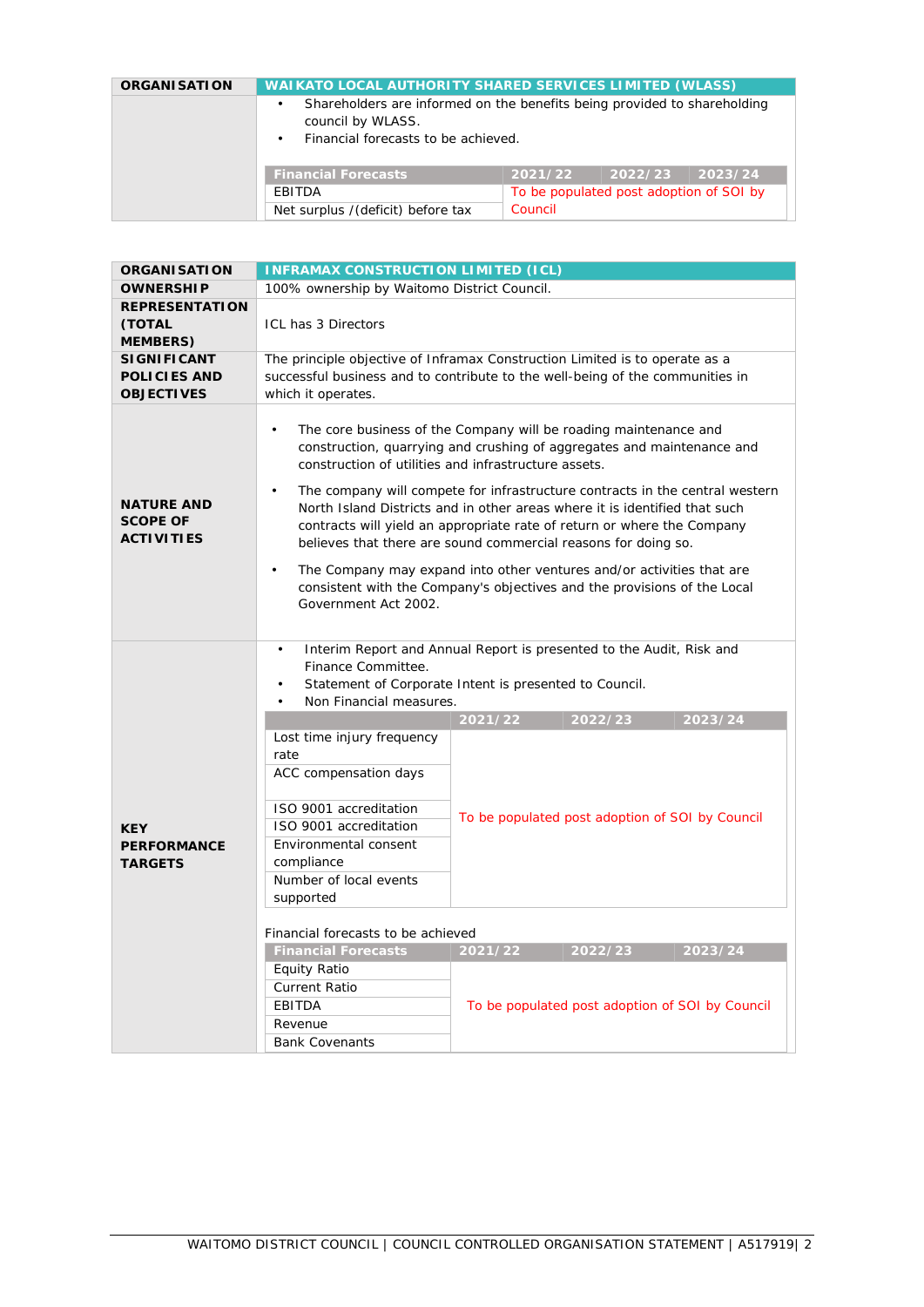| ORGANISATION | WAIKATO LOCAL AUTHORITY SHARED SERVICES LIMITED (WLASS) |
|---|---|
| | • Shareholders are informed on the benefits being provided to shareholding council by WLASS.<br>• Financial forecasts to be achieved. |

| Financial Forecasts | 2021/22 | 2022/23 | 2023/24 |
|---|---|---|---|
| EBITDA | To be populated post adoption of SOI by Council | | |
| Net surplus /(deficit) before tax | | | |

| ORGANISATION | INFRAMAX CONSTRUCTION LIMITED (ICL) |
|---|---|
| OWNERSHIP | 100% ownership by Waitomo District Council. |
| REPRESENTATION (TOTAL MEMBERS) | ICL has 3 Directors |
| SIGNIFICANT POLICIES AND OBJECTIVES | The principle objective of Inframax Construction Limited is to operate as a successful business and to contribute to the well-being of the communities in which it operates. |
| NATURE AND SCOPE OF ACTIVITIES | • The core business of the Company will be roading maintenance and construction, quarrying and crushing of aggregates and maintenance and construction of utilities and infrastructure assets.<br>• The company will compete for infrastructure contracts in the central western North Island Districts and in other areas where it is identified that such contracts will yield an appropriate rate of return or where the Company believes that there are sound commercial reasons for doing so.<br>• The Company may expand into other ventures and/or activities that are consistent with the Company's objectives and the provisions of the Local Government Act 2002. |
| KEY PERFORMANCE TARGETS | • Interim Report and Annual Report is presented to the Audit, Risk and Finance Committee.<br>• Statement of Corporate Intent is presented to Council.<br>• Non Financial measures. |

| | 2021/22 | 2022/23 | 2023/24 |
|---|---|---|---|
| Lost time injury frequency rate | To be populated post adoption of SOI by Council | | |
| ACC compensation days | | | |
| ISO 9001 accreditation | | | |
| ISO 9001 accreditation | | | |
| Environmental consent compliance | | | |
| Number of local events supported | | | |

Financial forecasts to be achieved

| Financial Forecasts | 2021/22 | 2022/23 | 2023/24 |
|---|---|---|---|
| Equity Ratio | To be populated post adoption of SOI by Council | | |
| Current Ratio | | | |
| EBITDA | | | |
| Revenue | | | |
| Bank Covenants | | | |